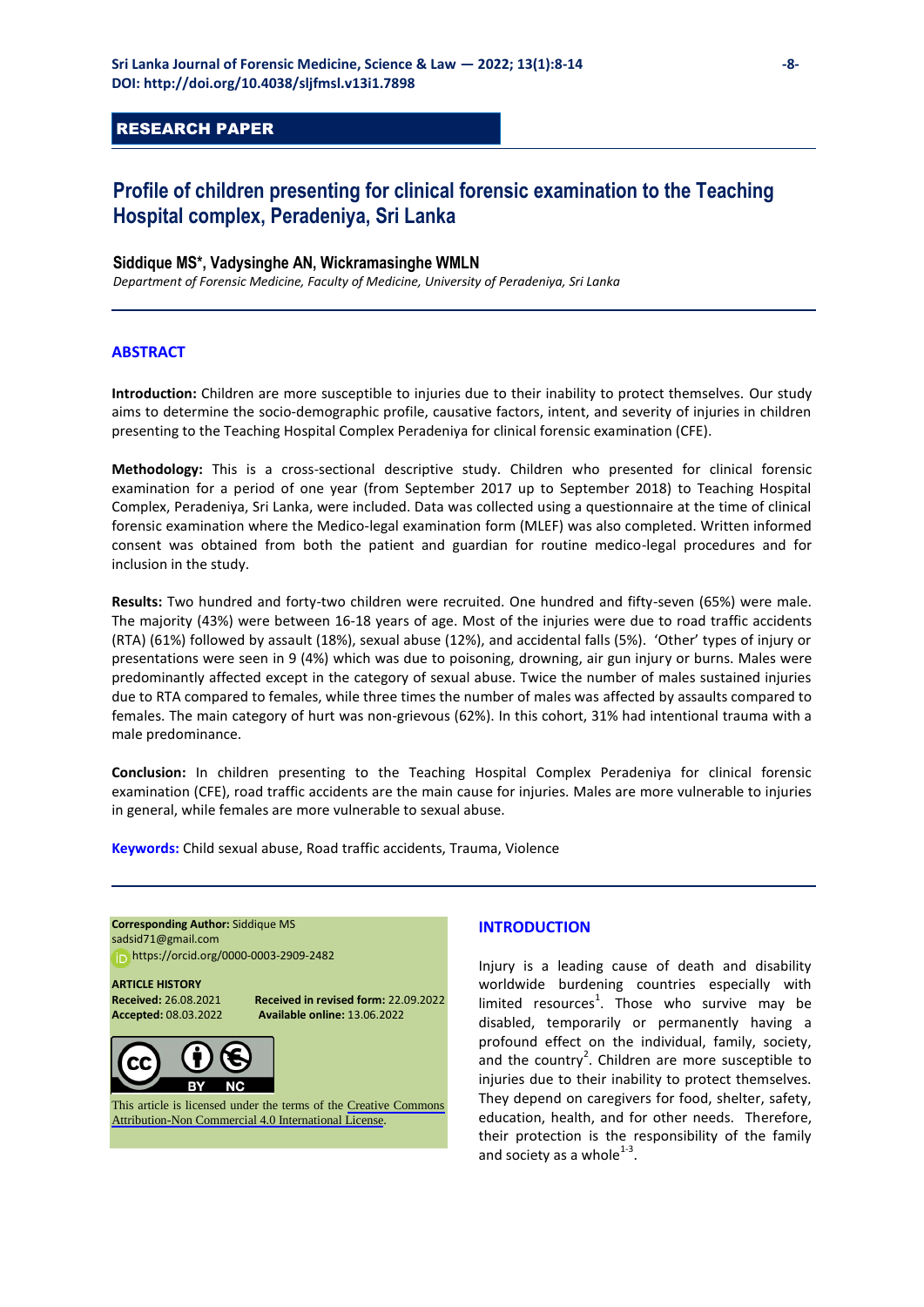RESEARCH PAPER

# Profile of children presenting for clinical forensic examination to the Teaching Hospital complex, Peradeniya, Sri Lanka

**Siddique MS*, Vadysinghe AN, Wickramasinghe WMLN**

*Department of Forensic Medicine, Faculty of Medicine, University of Peradeniya, Sri Lanka*

## ABSTRACT

**Introduction:** Children are more susceptible to injuries due to their inability to protect themselves. Our study aims to determine the socio-demographic profile, causative factors, intent, and severity of injuries in children presenting to the Teaching Hospital Complex Peradeniya for clinical forensic examination (CFE).

**Methodology:** This is a cross-sectional descriptive study. Children who presented for clinical forensic examination for a period of one year (from September 2017 up to September 2018) to Teaching Hospital Complex, Peradeniya, Sri Lanka, were included. Data was collected using a questionnaire at the time of clinical forensic examination where the Medico-legal examination form (MLEF) was also completed. Written informed consent was obtained from both the patient and guardian for routine medico-legal procedures and for inclusion in the study.

**Results:** Two hundred and forty-two children were recruited. One hundred and fifty-seven (65%) were male. The majority (43%) were between 16-18 years of age. Most of the injuries were due to road traffic accidents (RTA) (61%) followed by assault (18%), sexual abuse (12%), and accidental falls (5%). 'Other' types of injury or presentations were seen in 9 (4%) which was due to poisoning, drowning, air gun injury or burns. Males were predominantly affected except in the category of sexual abuse. Twice the number of males sustained injuries due to RTA compared to females, while three times the number of males was affected by assaults compared to females. The main category of hurt was non-grievous (62%). In this cohort, 31% had intentional trauma with a male predominance.

**Conclusion:** In children presenting to the Teaching Hospital Complex Peradeniya for clinical forensic examination (CFE), road traffic accidents are the main cause for injuries. Males are more vulnerable to injuries in general, while females are more vulnerable to sexual abuse.

**Keywords:** Child sexual abuse, Road traffic accidents, Trauma, Violence

**Corresponding Author:** Siddique MS
sadsid71@gmail.com
https://orcid.org/0000-0003-2909-2482

**ARTICLE HISTORY**
**Received:** 26.08.2021
**Received in revised form:** 22.09.2022
**Accepted:** 08.03.2022
**Available online:** 13.06.2022

This article is licensed under the terms of the Creative Commons Attribution-Non Commercial 4.0 International License.

## INTRODUCTION

Injury is a leading cause of death and disability worldwide burdening countries especially with limited resources[1]. Those who survive may be disabled, temporarily or permanently having a profound effect on the individual, family, society, and the country[2]. Children are more susceptible to injuries due to their inability to protect themselves. They depend on caregivers for food, shelter, safety, education, health, and for other needs. Therefore, their protection is the responsibility of the family and society as a whole[1-3].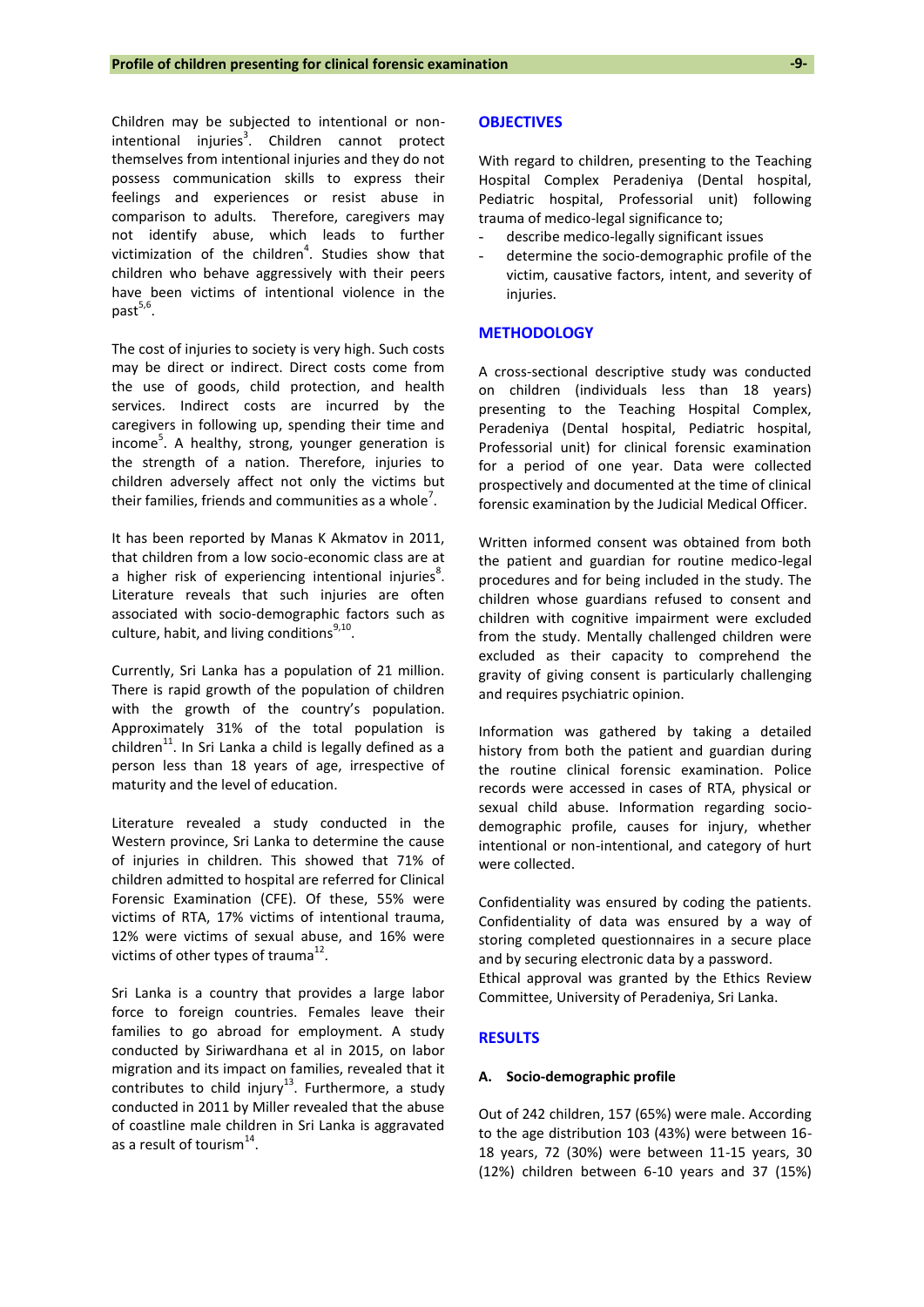Children may be subjected to intentional or non-intentional injuries[3]. Children cannot protect themselves from intentional injuries and they do not possess communication skills to express their feelings and experiences or resist abuse in comparison to adults. Therefore, caregivers may not identify abuse, which leads to further victimization of the children[4]. Studies show that children who behave aggressively with their peers have been victims of intentional violence in the past[5,6].

The cost of injuries to society is very high. Such costs may be direct or indirect. Direct costs come from the use of goods, child protection, and health services. Indirect costs are incurred by the caregivers in following up, spending their time and income[5]. A healthy, strong, younger generation is the strength of a nation. Therefore, injuries to children adversely affect not only the victims but their families, friends and communities as a whole[7].

It has been reported by Manas K Akmatov in 2011, that children from a low socio-economic class are at a higher risk of experiencing intentional injuries[8]. Literature reveals that such injuries are often associated with socio-demographic factors such as culture, habit, and living conditions[9,10].

Currently, Sri Lanka has a population of 21 million. There is rapid growth of the population of children with the growth of the country's population. Approximately 31% of the total population is children[11]. In Sri Lanka a child is legally defined as a person less than 18 years of age, irrespective of maturity and the level of education.

Literature revealed a study conducted in the Western province, Sri Lanka to determine the cause of injuries in children. This showed that 71% of children admitted to hospital are referred for Clinical Forensic Examination (CFE). Of these, 55% were victims of RTA, 17% victims of intentional trauma, 12% were victims of sexual abuse, and 16% were victims of other types of trauma[12].

Sri Lanka is a country that provides a large labor force to foreign countries. Females leave their families to go abroad for employment. A study conducted by Siriwardhana et al in 2015, on labor migration and its impact on families, revealed that it contributes to child injury[13]. Furthermore, a study conducted in 2011 by Miller revealed that the abuse of coastline male children in Sri Lanka is aggravated as a result of tourism[14].

## OBJECTIVES

With regard to children, presenting to the Teaching Hospital Complex Peradeniya (Dental hospital, Pediatric hospital, Professorial unit) following trauma of medico-legal significance to;

- describe medico-legally significant issues
- determine the socio-demographic profile of the victim, causative factors, intent, and severity of injuries.

## METHODOLOGY

A cross-sectional descriptive study was conducted on children (individuals less than 18 years) presenting to the Teaching Hospital Complex, Peradeniya (Dental hospital, Pediatric hospital, Professorial unit) for clinical forensic examination for a period of one year. Data were collected prospectively and documented at the time of clinical forensic examination by the Judicial Medical Officer.

Written informed consent was obtained from both the patient and guardian for routine medico-legal procedures and for being included in the study. The children whose guardians refused to consent and children with cognitive impairment were excluded from the study. Mentally challenged children were excluded as their capacity to comprehend the gravity of giving consent is particularly challenging and requires psychiatric opinion.

Information was gathered by taking a detailed history from both the patient and guardian during the routine clinical forensic examination. Police records were accessed in cases of RTA, physical or sexual child abuse. Information regarding socio-demographic profile, causes for injury, whether intentional or non-intentional, and category of hurt were collected.

Confidentiality was ensured by coding the patients. Confidentiality of data was ensured by a way of storing completed questionnaires in a secure place and by securing electronic data by a password.
Ethical approval was granted by the Ethics Review Committee, University of Peradeniya, Sri Lanka.

## RESULTS

### A. Socio-demographic profile

Out of 242 children, 157 (65%) were male. According to the age distribution 103 (43%) were between 16-18 years, 72 (30%) were between 11-15 years, 30 (12%) children between 6-10 years and 37 (15%)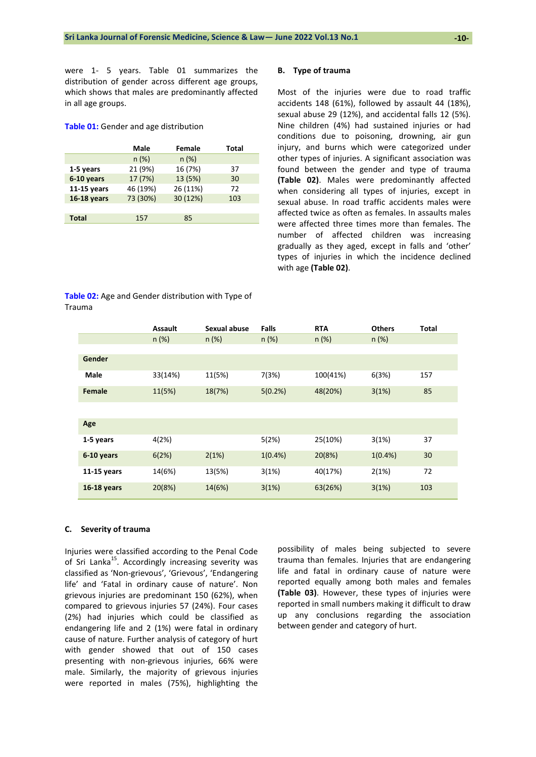were 1- 5 years. Table 01 summarizes the distribution of gender across different age groups, which shows that males are predominantly affected in all age groups.

**Table 01:** Gender and age distribution

| | Male | Female | Total |
|---|---|---|---|
| | n (%) | n (%) | |
| **1-5 years** | 21 (9%) | 16 (7%) | 37 |
| **6-10 years** | 17 (7%) | 13 (5%) | 30 |
| **11-15 years** | 46 (19%) | 26 (11%) | 72 |
| **16-18 years** | 73 (30%) | 30 (12%) | 103 |
| **Total** | 157 | 85 | |

### B. Type of trauma

Most of the injuries were due to road traffic accidents 148 (61%), followed by assault 44 (18%), sexual abuse 29 (12%), and accidental falls 12 (5%). Nine children (4%) had sustained injuries or had conditions due to poisoning, drowning, air gun injury, and burns which were categorized under other types of injuries. A significant association was found between the gender and type of trauma **(Table 02)**. Males were predominantly affected when considering all types of injuries, except in sexual abuse. In road traffic accidents males were affected twice as often as females. In assaults males were affected three times more than females. The number of affected children was increasing gradually as they aged, except in falls and 'other' types of injuries in which the incidence declined with age **(Table 02)**.

**Table 02:** Age and Gender distribution with Type of Trauma

| | Assault | Sexual abuse | Falls | RTA | Others | Total |
|---|---|---|---|---|---|---|
| | n (%) | n (%) | n (%) | n (%) | n (%) | |
| **Gender** | | | | | | |
| **Male** | 33(14%) | 11(5%) | 7(3%) | 100(41%) | 6(3%) | 157 |
| **Female** | 11(5%) | 18(7%) | 5(0.2%) | 48(20%) | 3(1%) | 85 |
| **Age** | | | | | | |
| **1-5 years** | 4(2%) | | 5(2%) | 25(10%) | 3(1%) | 37 |
| **6-10 years** | 6(2%) | 2(1%) | 1(0.4%) | 20(8%) | 1(0.4%) | 30 |
| **11-15 years** | 14(6%) | 13(5%) | 3(1%) | 40(17%) | 2(1%) | 72 |
| **16-18 years** | 20(8%) | 14(6%) | 3(1%) | 63(26%) | 3(1%) | 103 |

### C. Severity of trauma

Injuries were classified according to the Penal Code of Sri Lanka[15]. Accordingly increasing severity was classified as 'Non-grievous', 'Grievous', 'Endangering life' and 'Fatal in ordinary cause of nature'. Non grievous injuries are predominant 150 (62%), when compared to grievous injuries 57 (24%). Four cases (2%) had injuries which could be classified as endangering life and 2 (1%) were fatal in ordinary cause of nature. Further analysis of category of hurt with gender showed that out of 150 cases presenting with non-grievous injuries, 66% were male. Similarly, the majority of grievous injuries were reported in males (75%), highlighting the possibility of males being subjected to severe trauma than females. Injuries that are endangering life and fatal in ordinary cause of nature were reported equally among both males and females **(Table 03)**. However, these types of injuries were reported in small numbers making it difficult to draw up any conclusions regarding the association between gender and category of hurt.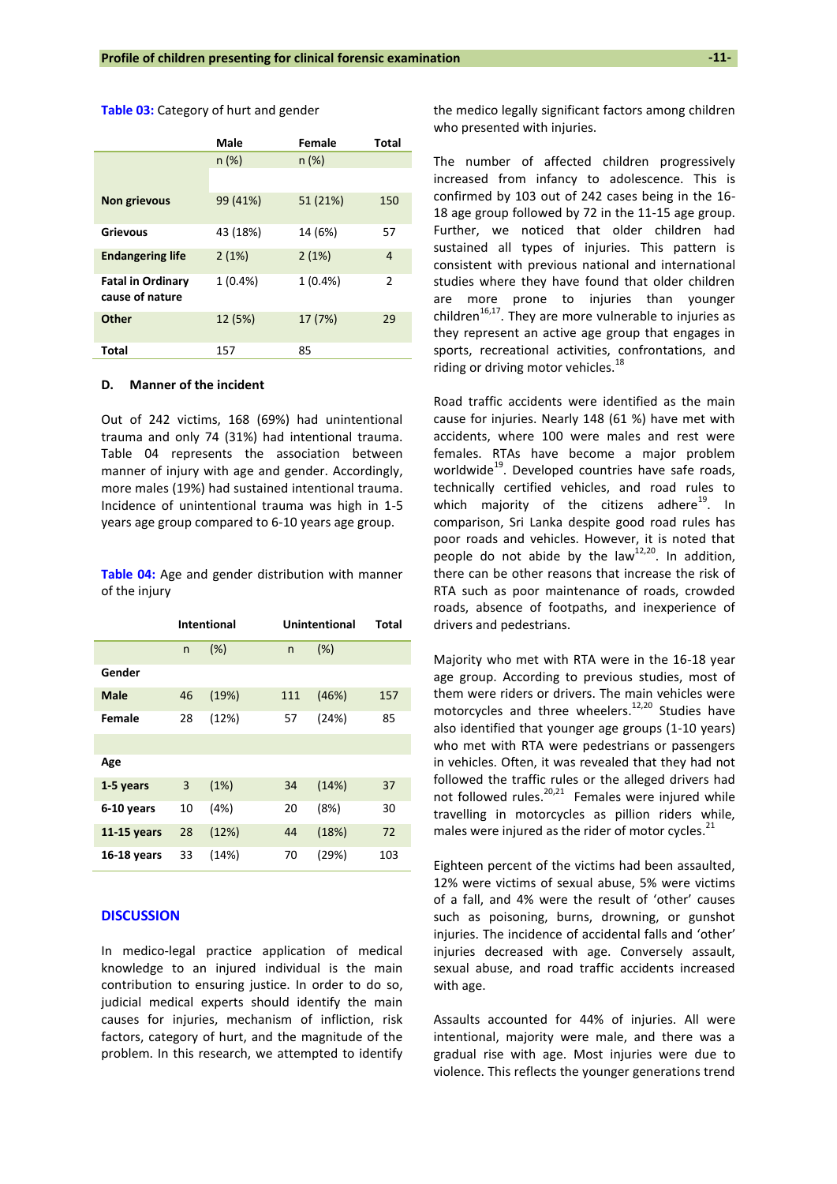**Table 03:** Category of hurt and gender

| | Male | Female | Total |
|---|---|---|---|
| | n (%) | n (%) | |
| **Non grievous** | 99 (41%) | 51 (21%) | 150 |
| **Grievous** | 43 (18%) | 14 (6%) | 57 |
| **Endangering life** | 2 (1%) | 2 (1%) | 4 |
| **Fatal in Ordinary cause of nature** | 1 (0.4%) | 1 (0.4%) | 2 |
| **Other** | 12 (5%) | 17 (7%) | 29 |
| **Total** | 157 | 85 | |

### D. Manner of the incident

Out of 242 victims, 168 (69%) had unintentional trauma and only 74 (31%) had intentional trauma. Table 04 represents the association between manner of injury with age and gender. Accordingly, more males (19%) had sustained intentional trauma. Incidence of unintentional trauma was high in 1-5 years age group compared to 6-10 years age group.

**Table 04:** Age and gender distribution with manner of the injury

| | Intentional | | Unintentional | | Total |
|---|---|---|---|---|---|
| | n | (%) | n | (%) | |
| **Gender** | | | | | |
| **Male** | 46 | (19%) | 111 | (46%) | 157 |
| **Female** | 28 | (12%) | 57 | (24%) | 85 |
| **Age** | | | | | |
| **1-5 years** | 3 | (1%) | 34 | (14%) | 37 |
| **6-10 years** | 10 | (4%) | 20 | (8%) | 30 |
| **11-15 years** | 28 | (12%) | 44 | (18%) | 72 |
| **16-18 years** | 33 | (14%) | 70 | (29%) | 103 |

## DISCUSSION

In medico-legal practice application of medical knowledge to an injured individual is the main contribution to ensuring justice. In order to do so, judicial medical experts should identify the main causes for injuries, mechanism of infliction, risk factors, category of hurt, and the magnitude of the problem. In this research, we attempted to identify the medico legally significant factors among children who presented with injuries.

The number of affected children progressively increased from infancy to adolescence. This is confirmed by 103 out of 242 cases being in the 16-18 age group followed by 72 in the 11-15 age group. Further, we noticed that older children had sustained all types of injuries. This pattern is consistent with previous national and international studies where they have found that older children are more prone to injuries than younger children[16,17]. They are more vulnerable to injuries as they represent an active age group that engages in sports, recreational activities, confrontations, and riding or driving motor vehicles.[18]

Road traffic accidents were identified as the main cause for injuries. Nearly 148 (61 %) have met with accidents, where 100 were males and rest were females. RTAs have become a major problem worldwide[19]. Developed countries have safe roads, technically certified vehicles, and road rules to which majority of the citizens adhere[19]. In comparison, Sri Lanka despite good road rules has poor roads and vehicles. However, it is noted that people do not abide by the law[12,20]. In addition, there can be other reasons that increase the risk of RTA such as poor maintenance of roads, crowded roads, absence of footpaths, and inexperience of drivers and pedestrians.

Majority who met with RTA were in the 16-18 year age group. According to previous studies, most of them were riders or drivers. The main vehicles were motorcycles and three wheelers.[12,20] Studies have also identified that younger age groups (1-10 years) who met with RTA were pedestrians or passengers in vehicles. Often, it was revealed that they had not followed the traffic rules or the alleged drivers had not followed rules.[20,21] Females were injured while travelling in motorcycles as pillion riders while, males were injured as the rider of motor cycles.[21]

Eighteen percent of the victims had been assaulted, 12% were victims of sexual abuse, 5% were victims of a fall, and 4% were the result of 'other' causes such as poisoning, burns, drowning, or gunshot injuries. The incidence of accidental falls and 'other' injuries decreased with age. Conversely assault, sexual abuse, and road traffic accidents increased with age.

Assaults accounted for 44% of injuries. All were intentional, majority were male, and there was a gradual rise with age. Most injuries were due to violence. This reflects the younger generations trend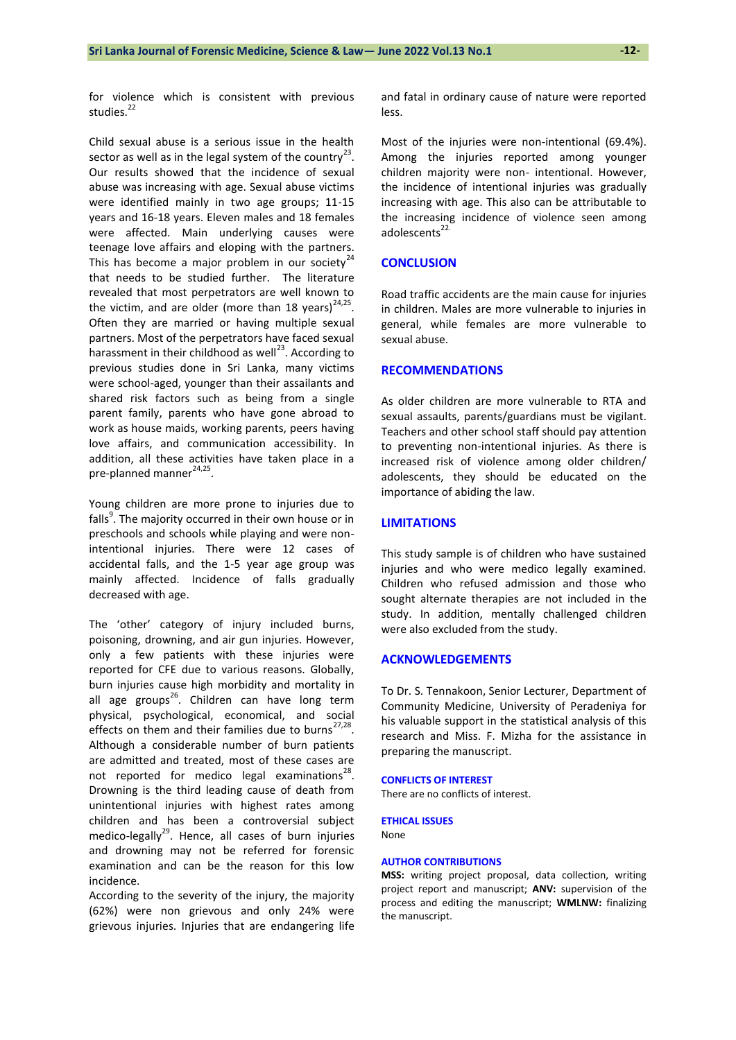for violence which is consistent with previous studies.[22]

Child sexual abuse is a serious issue in the health sector as well as in the legal system of the country[23]. Our results showed that the incidence of sexual abuse was increasing with age. Sexual abuse victims were identified mainly in two age groups; 11-15 years and 16-18 years. Eleven males and 18 females were affected. Main underlying causes were teenage love affairs and eloping with the partners. This has become a major problem in our society[24] that needs to be studied further. The literature revealed that most perpetrators are well known to the victim, and are older (more than 18 years)[24,25]. Often they are married or having multiple sexual partners. Most of the perpetrators have faced sexual harassment in their childhood as well[23]. According to previous studies done in Sri Lanka, many victims were school-aged, younger than their assailants and shared risk factors such as being from a single parent family, parents who have gone abroad to work as house maids, working parents, peers having love affairs, and communication accessibility. In addition, all these activities have taken place in a pre-planned manner[24,25].

Young children are more prone to injuries due to falls[9]. The majority occurred in their own house or in preschools and schools while playing and were non-intentional injuries. There were 12 cases of accidental falls, and the 1-5 year age group was mainly affected. Incidence of falls gradually decreased with age.

The 'other' category of injury included burns, poisoning, drowning, and air gun injuries. However, only a few patients with these injuries were reported for CFE due to various reasons. Globally, burn injuries cause high morbidity and mortality in all age groups[26]. Children can have long term physical, psychological, economical, and social effects on them and their families due to burns[27,28]. Although a considerable number of burn patients are admitted and treated, most of these cases are not reported for medico legal examinations[28]. Drowning is the third leading cause of death from unintentional injuries with highest rates among children and has been a controversial subject medico-legally[29]. Hence, all cases of burn injuries and drowning may not be referred for forensic examination and can be the reason for this low incidence.

According to the severity of the injury, the majority (62%) were non grievous and only 24% were grievous injuries. Injuries that are endangering life and fatal in ordinary cause of nature were reported less.

Most of the injuries were non-intentional (69.4%). Among the injuries reported among younger children majority were non- intentional. However, the incidence of intentional injuries was gradually increasing with age. This also can be attributable to the increasing incidence of violence seen among adolescents[22].

## CONCLUSION

Road traffic accidents are the main cause for injuries in children. Males are more vulnerable to injuries in general, while females are more vulnerable to sexual abuse.

## RECOMMENDATIONS

As older children are more vulnerable to RTA and sexual assaults, parents/guardians must be vigilant. Teachers and other school staff should pay attention to preventing non-intentional injuries. As there is increased risk of violence among older children/ adolescents, they should be educated on the importance of abiding the law.

## LIMITATIONS

This study sample is of children who have sustained injuries and who were medico legally examined. Children who refused admission and those who sought alternate therapies are not included in the study. In addition, mentally challenged children were also excluded from the study.

## ACKNOWLEDGEMENTS

To Dr. S. Tennakoon, Senior Lecturer, Department of Community Medicine, University of Peradeniya for his valuable support in the statistical analysis of this research and Miss. F. Mizha for the assistance in preparing the manuscript.

### CONFLICTS OF INTEREST

There are no conflicts of interest.

### ETHICAL ISSUES

None

### AUTHOR CONTRIBUTIONS

**MSS:** writing project proposal, data collection, writing project report and manuscript; **ANV:** supervision of the process and editing the manuscript; **WMLNW:** finalizing the manuscript.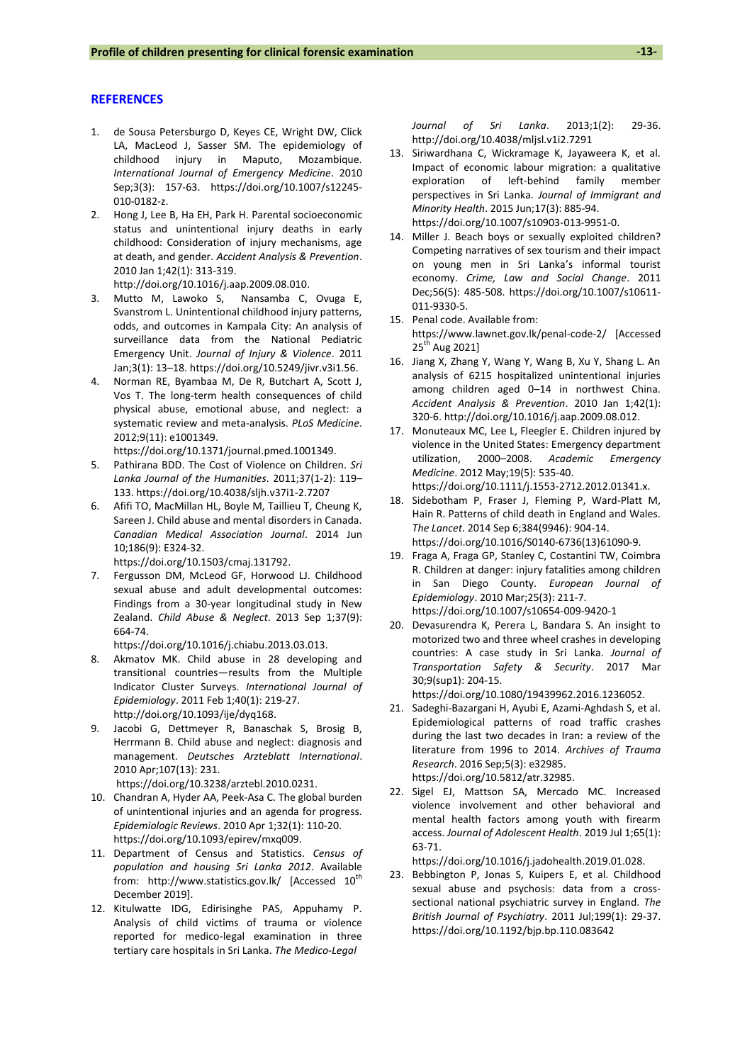## REFERENCES

1. de Sousa Petersburgo D, Keyes CE, Wright DW, Click LA, MacLeod J, Sasser SM. The epidemiology of childhood injury in Maputo, Mozambique. *International Journal of Emergency Medicine*. 2010 Sep;3(3): 157-63. https://doi.org/10.1007/s12245-010-0182-z.
2. Hong J, Lee B, Ha EH, Park H. Parental socioeconomic status and unintentional injury deaths in early childhood: Consideration of injury mechanisms, age at death, and gender. *Accident Analysis & Prevention*. 2010 Jan 1;42(1): 313-319. http://doi.org/10.1016/j.aap.2009.08.010.
3. Mutto M, Lawoko S, Nansamba C, Ovuga E, Svanstrom L. Unintentional childhood injury patterns, odds, and outcomes in Kampala City: An analysis of surveillance data from the National Pediatric Emergency Unit. *Journal of Injury & Violence*. 2011 Jan;3(1): 13–18. https://doi.org/10.5249/jivr.v3i1.56.
4. Norman RE, Byambaa M, De R, Butchart A, Scott J, Vos T. The long-term health consequences of child physical abuse, emotional abuse, and neglect: a systematic review and meta-analysis. *PLoS Medicine*. 2012;9(11): e1001349. https://doi.org/10.1371/journal.pmed.1001349.
5. Pathirana BDD. The Cost of Violence on Children. *Sri Lanka Journal of the Humanities*. 2011;37(1-2): 119–133. https://doi.org/10.4038/sljh.v37i1-2.7207
6. Afifi TO, MacMillan HL, Boyle M, Taillieu T, Cheung K, Sareen J. Child abuse and mental disorders in Canada. *Canadian Medical Association Journal*. 2014 Jun 10;186(9): E324-32. https://doi.org/10.1503/cmaj.131792.
7. Fergusson DM, McLeod GF, Horwood LJ. Childhood sexual abuse and adult developmental outcomes: Findings from a 30-year longitudinal study in New Zealand. *Child Abuse & Neglect*. 2013 Sep 1;37(9): 664-74. https://doi.org/10.1016/j.chiabu.2013.03.013.
8. Akmatov MK. Child abuse in 28 developing and transitional countries—results from the Multiple Indicator Cluster Surveys. *International Journal of Epidemiology*. 2011 Feb 1;40(1): 219-27. http://doi.org/10.1093/ije/dyq168.
9. Jacobi G, Dettmeyer R, Banaschak S, Brosig B, Herrmann B. Child abuse and neglect: diagnosis and management. *Deutsches Arzteblatt International*. 2010 Apr;107(13): 231. https://doi.org/10.3238/arztebl.2010.0231.
10. Chandran A, Hyder AA, Peek-Asa C. The global burden of unintentional injuries and an agenda for progress. *Epidemiologic Reviews*. 2010 Apr 1;32(1): 110-20. https://doi.org/10.1093/epirev/mxq009.
11. Department of Census and Statistics. *Census of population and housing Sri Lanka 2012*. Available from: http://www.statistics.gov.lk/ [Accessed 10th December 2019].
12. Kitulwatte IDG, Edirisinghe PAS, Appuhamy P. Analysis of child victims of trauma or violence reported for medico-legal examination in three tertiary care hospitals in Sri Lanka. *The Medico-Legal Journal of Sri Lanka*. 2013;1(2): 29-36. http://doi.org/10.4038/mljsl.v1i2.7291
13. Siriwardhana C, Wickramage K, Jayaweera K, et al. Impact of economic labour migration: a qualitative exploration of left-behind family member perspectives in Sri Lanka. *Journal of Immigrant and Minority Health*. 2015 Jun;17(3): 885-94. https://doi.org/10.1007/s10903-013-9951-0.
14. Miller J. Beach boys or sexually exploited children? Competing narratives of sex tourism and their impact on young men in Sri Lanka's informal tourist economy. *Crime, Law and Social Change*. 2011 Dec;56(5): 485-508. https://doi.org/10.1007/s10611-011-9330-5.
15. Penal code. Available from: https://www.lawnet.gov.lk/penal-code-2/ [Accessed 25th Aug 2021]
16. Jiang X, Zhang Y, Wang Y, Wang B, Xu Y, Shang L. An analysis of 6215 hospitalized unintentional injuries among children aged 0–14 in northwest China. *Accident Analysis & Prevention*. 2010 Jan 1;42(1): 320-6. http://doi.org/10.1016/j.aap.2009.08.012.
17. Monuteaux MC, Lee L, Fleegler E. Children injured by violence in the United States: Emergency department utilization, 2000–2008. *Academic Emergency Medicine*. 2012 May;19(5): 535-40. https://doi.org/10.1111/j.1553-2712.2012.01341.x.
18. Sidebotham P, Fraser J, Fleming P, Ward-Platt M, Hain R. Patterns of child death in England and Wales. *The Lancet*. 2014 Sep 6;384(9946): 904-14. https://doi.org/10.1016/S0140-6736(13)61090-9.
19. Fraga A, Fraga GP, Stanley C, Costantini TW, Coimbra R. Children at danger: injury fatalities among children in San Diego County. *European Journal of Epidemiology*. 2010 Mar;25(3): 211-7. https://doi.org/10.1007/s10654-009-9420-1
20. Devasurendra K, Perera L, Bandara S. An insight to motorized two and three wheel crashes in developing countries: A case study in Sri Lanka. *Journal of Transportation Safety & Security*. 2017 Mar 30;9(sup1): 204-15. https://doi.org/10.1080/19439962.2016.1236052.
21. Sadeghi-Bazargani H, Ayubi E, Azami-Aghdash S, et al. Epidemiological patterns of road traffic crashes during the last two decades in Iran: a review of the literature from 1996 to 2014. *Archives of Trauma Research*. 2016 Sep;5(3): e32985. https://doi.org/10.5812/atr.32985.
22. Sigel EJ, Mattson SA, Mercado MC. Increased violence involvement and other behavioral and mental health factors among youth with firearm access. *Journal of Adolescent Health*. 2019 Jul 1;65(1): 63-71. https://doi.org/10.1016/j.jadohealth.2019.01.028.
23. Bebbington P, Jonas S, Kuipers E, et al. Childhood sexual abuse and psychosis: data from a cross-sectional national psychiatric survey in England. *The British Journal of Psychiatry*. 2011 Jul;199(1): 29-37. https://doi.org/10.1192/bjp.bp.110.083642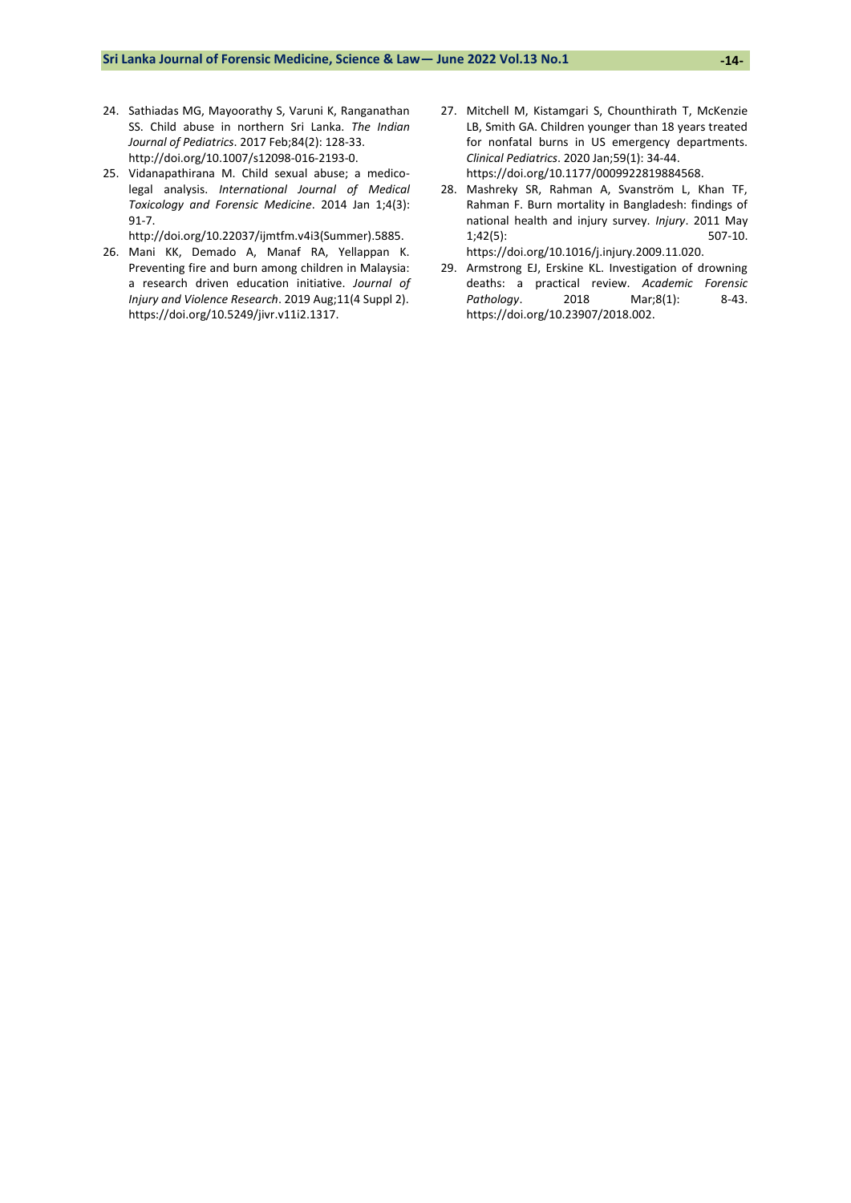24. Sathiadas MG, Mayoorathy S, Varuni K, Ranganathan SS. Child abuse in northern Sri Lanka. *The Indian Journal of Pediatrics*. 2017 Feb;84(2): 128-33. http://doi.org/10.1007/s12098-016-2193-0.
25. Vidanapathirana M. Child sexual abuse; a medico-legal analysis. *International Journal of Medical Toxicology and Forensic Medicine*. 2014 Jan 1;4(3): 91-7. http://doi.org/10.22037/ijmtfm.v4i3(Summer).5885.
26. Mani KK, Demado A, Manaf RA, Yellappan K. Preventing fire and burn among children in Malaysia: a research driven education initiative. *Journal of Injury and Violence Research*. 2019 Aug;11(4 Suppl 2). https://doi.org/10.5249/jivr.v11i2.1317.
27. Mitchell M, Kistamgari S, Chounthirath T, McKenzie LB, Smith GA. Children younger than 18 years treated for nonfatal burns in US emergency departments. *Clinical Pediatrics*. 2020 Jan;59(1): 34-44. https://doi.org/10.1177/0009922819884568.
28. Mashreky SR, Rahman A, Svanström L, Khan TF, Rahman F. Burn mortality in Bangladesh: findings of national health and injury survey. *Injury*. 2011 May 1;42(5): 507-10. https://doi.org/10.1016/j.injury.2009.11.020.
29. Armstrong EJ, Erskine KL. Investigation of drowning deaths: a practical review. *Academic Forensic Pathology*. 2018 Mar;8(1): 8-43. https://doi.org/10.23907/2018.002.